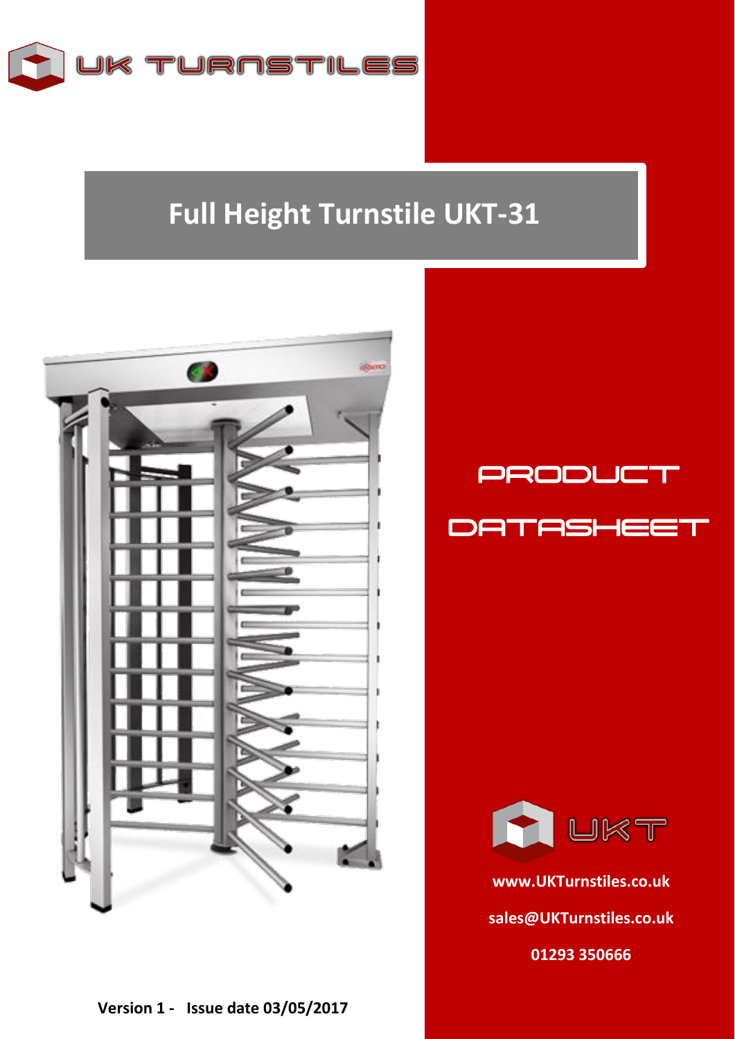UK TURNSTILES

# Full Height Turnstile UKT-31

PRODUCT

DATASHEET

UKT

www.UKTurnstiles.co.uk

sales@UKTurnstiles.co.uk

01293 350666

**Version 1 - Issue date 03/05/2017**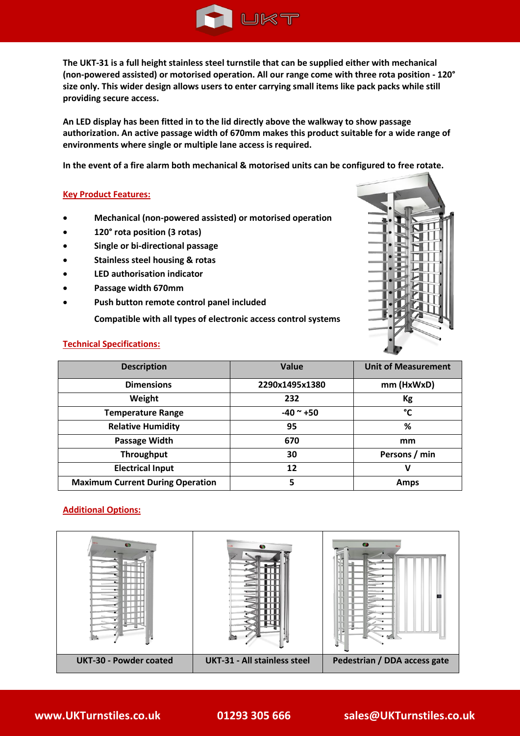The UKT-31 is a full height stainless steel turnstile that can be supplied either with mechanical (non-powered assisted) or motorised operation. All our range come with three rota position - 120° size only. This wider design allows users to enter carrying small items like pack packs while still providing secure access.

An LED display has been fitted in to the lid directly above the walkway to show passage authorization. An active passage width of 670mm makes this product suitable for a wide range of environments where single or multiple lane access is required.

In the event of a fire alarm both mechanical & motorised units can be configured to free rotate.

**Key Product Features:**

- Mechanical (non-powered assisted) or motorised operation
- 120° rota position (3 rotas)
- Single or bi-directional passage
- Stainless steel housing & rotas
- LED authorisation indicator
- Passage width 670mm
- Push button remote control panel included

  Compatible with all types of electronic access control systems

**Technical Specifications:**

| Description | Value | Unit of Measurement |
|---|---|---|
| Dimensions | 2290x1495x1380 | mm (HxWxD) |
| Weight | 232 | Kg |
| Temperature Range | -40 ~ +50 | °C |
| Relative Humidity | 95 | % |
| Passage Width | 670 | mm |
| Throughput | 30 | Persons / min |
| Electrical Input | 12 | V |
| Maximum Current During Operation | 5 | Amps |

**Additional Options:**

| | | |
|---|---|---|
| UKT-30 - Powder coated | UKT-31 - All stainless steel | Pedestrian / DDA access gate |

www.UKTurnstiles.co.uk 01293 305 666 sales@UKTurnstiles.co.uk